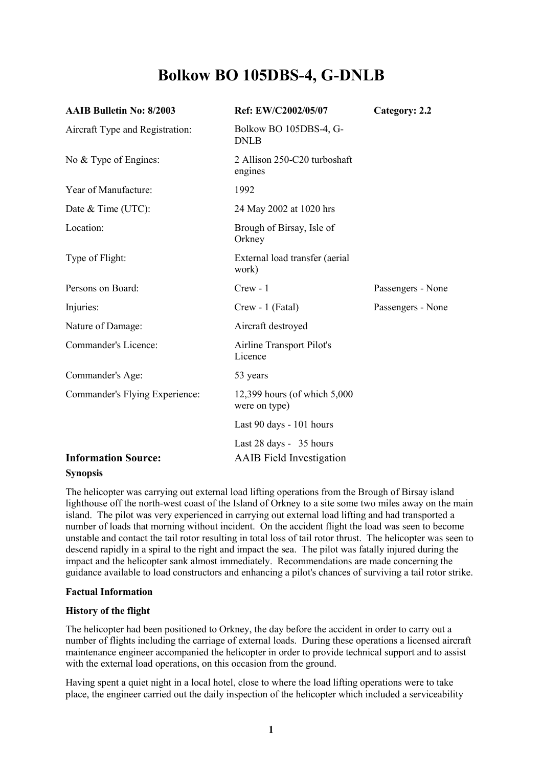# Bolkow BO 105DBS-4, G-DNLB

| **AAIB Bulletin No: 8/2003** | **Ref: EW/C2002/05/07** | **Category: 2.2** |
| --- | --- | --- |
| Aircraft Type and Registration: | Bolkow BO 105DBS-4, G-DNLB | |
| No & Type of Engines: | 2 Allison 250-C20 turboshaft engines | |
| Year of Manufacture: | 1992 | |
| Date & Time (UTC): | 24 May 2002 at 1020 hrs | |
| Location: | Brough of Birsay, Isle of Orkney | |
| Type of Flight: | External load transfer (aerial work) | |
| Persons on Board: | Crew - 1 | Passengers - None |
| Injuries: | Crew - 1 (Fatal) | Passengers - None |
| Nature of Damage: | Aircraft destroyed | |
| Commander's Licence: | Airline Transport Pilot's Licence | |
| Commander's Age: | 53 years | |
| Commander's Flying Experience: | 12,399 hours (of which 5,000 were on type) | |
| | Last 90 days - 101 hours | |
| | Last 28 days - 35 hours | |
| **Information Source:** | AAIB Field Investigation | |

**Synopsis**

The helicopter was carrying out external load lifting operations from the Brough of Birsay island lighthouse off the north-west coast of the Island of Orkney to a site some two miles away on the main island. The pilot was very experienced in carrying out external load lifting and had transported a number of loads that morning without incident. On the accident flight the load was seen to become unstable and contact the tail rotor resulting in total loss of tail rotor thrust. The helicopter was seen to descend rapidly in a spiral to the right and impact the sea. The pilot was fatally injured during the impact and the helicopter sank almost immediately. Recommendations are made concerning the guidance available to load constructors and enhancing a pilot's chances of surviving a tail rotor strike.

**Factual Information**

**History of the flight**

The helicopter had been positioned to Orkney, the day before the accident in order to carry out a number of flights including the carriage of external loads. During these operations a licensed aircraft maintenance engineer accompanied the helicopter in order to provide technical support and to assist with the external load operations, on this occasion from the ground.

Having spent a quiet night in a local hotel, close to where the load lifting operations were to take place, the engineer carried out the daily inspection of the helicopter which included a serviceability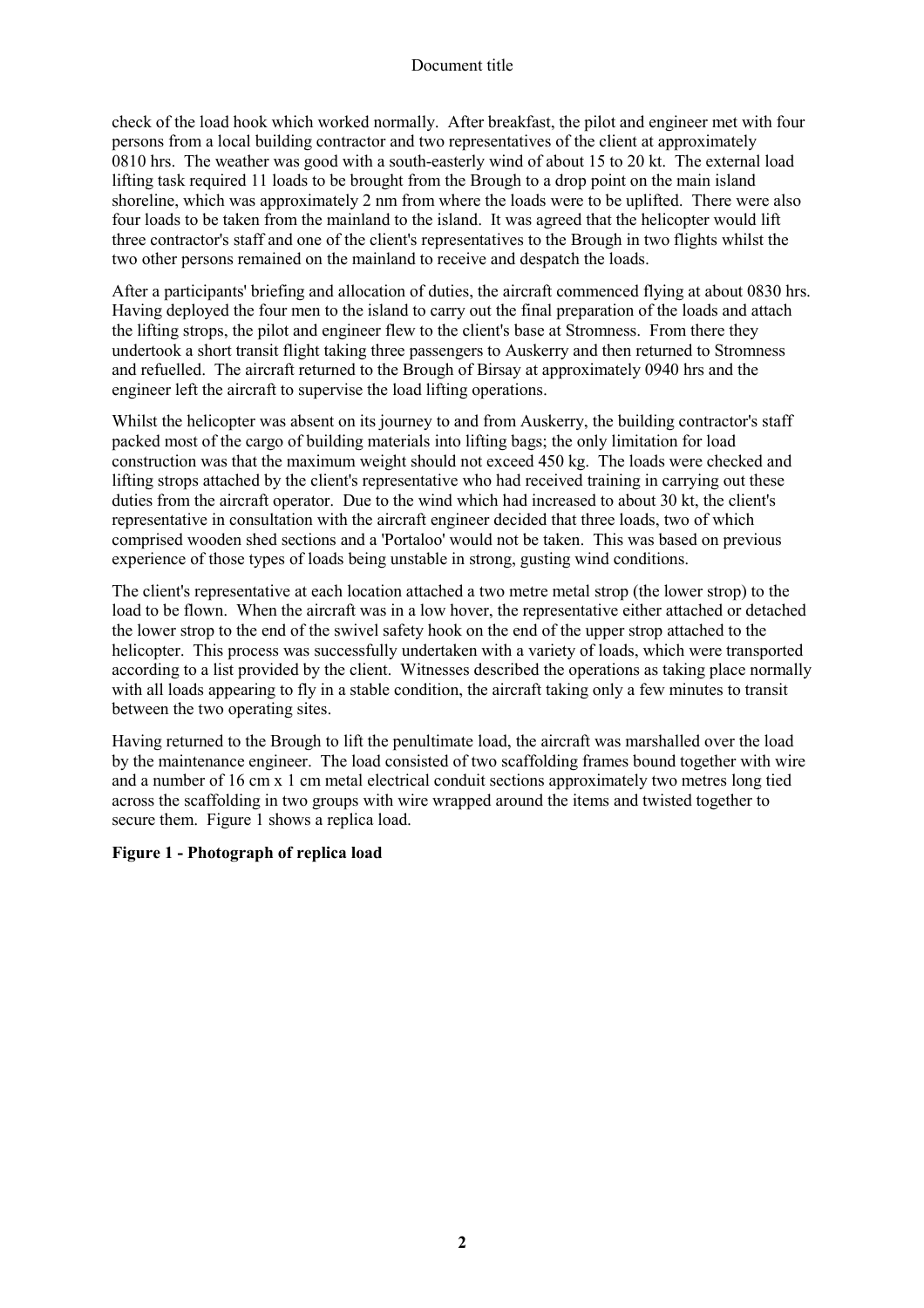check of the load hook which worked normally. After breakfast, the pilot and engineer met with four persons from a local building contractor and two representatives of the client at approximately 0810 hrs. The weather was good with a south-easterly wind of about 15 to 20 kt. The external load lifting task required 11 loads to be brought from the Brough to a drop point on the main island shoreline, which was approximately 2 nm from where the loads were to be uplifted. There were also four loads to be taken from the mainland to the island. It was agreed that the helicopter would lift three contractor's staff and one of the client's representatives to the Brough in two flights whilst the two other persons remained on the mainland to receive and despatch the loads.

After a participants' briefing and allocation of duties, the aircraft commenced flying at about 0830 hrs. Having deployed the four men to the island to carry out the final preparation of the loads and attach the lifting strops, the pilot and engineer flew to the client's base at Stromness. From there they undertook a short transit flight taking three passengers to Auskerry and then returned to Stromness and refuelled. The aircraft returned to the Brough of Birsay at approximately 0940 hrs and the engineer left the aircraft to supervise the load lifting operations.

Whilst the helicopter was absent on its journey to and from Auskerry, the building contractor's staff packed most of the cargo of building materials into lifting bags; the only limitation for load construction was that the maximum weight should not exceed 450 kg. The loads were checked and lifting strops attached by the client's representative who had received training in carrying out these duties from the aircraft operator. Due to the wind which had increased to about 30 kt, the client's representative in consultation with the aircraft engineer decided that three loads, two of which comprised wooden shed sections and a 'Portaloo' would not be taken. This was based on previous experience of those types of loads being unstable in strong, gusting wind conditions.

The client's representative at each location attached a two metre metal strop (the lower strop) to the load to be flown. When the aircraft was in a low hover, the representative either attached or detached the lower strop to the end of the swivel safety hook on the end of the upper strop attached to the helicopter. This process was successfully undertaken with a variety of loads, which were transported according to a list provided by the client. Witnesses described the operations as taking place normally with all loads appearing to fly in a stable condition, the aircraft taking only a few minutes to transit between the two operating sites.

Having returned to the Brough to lift the penultimate load, the aircraft was marshalled over the load by the maintenance engineer. The load consisted of two scaffolding frames bound together with wire and a number of 16 cm x 1 cm metal electrical conduit sections approximately two metres long tied across the scaffolding in two groups with wire wrapped around the items and twisted together to secure them. Figure 1 shows a replica load.

**Figure 1 - Photograph of replica load**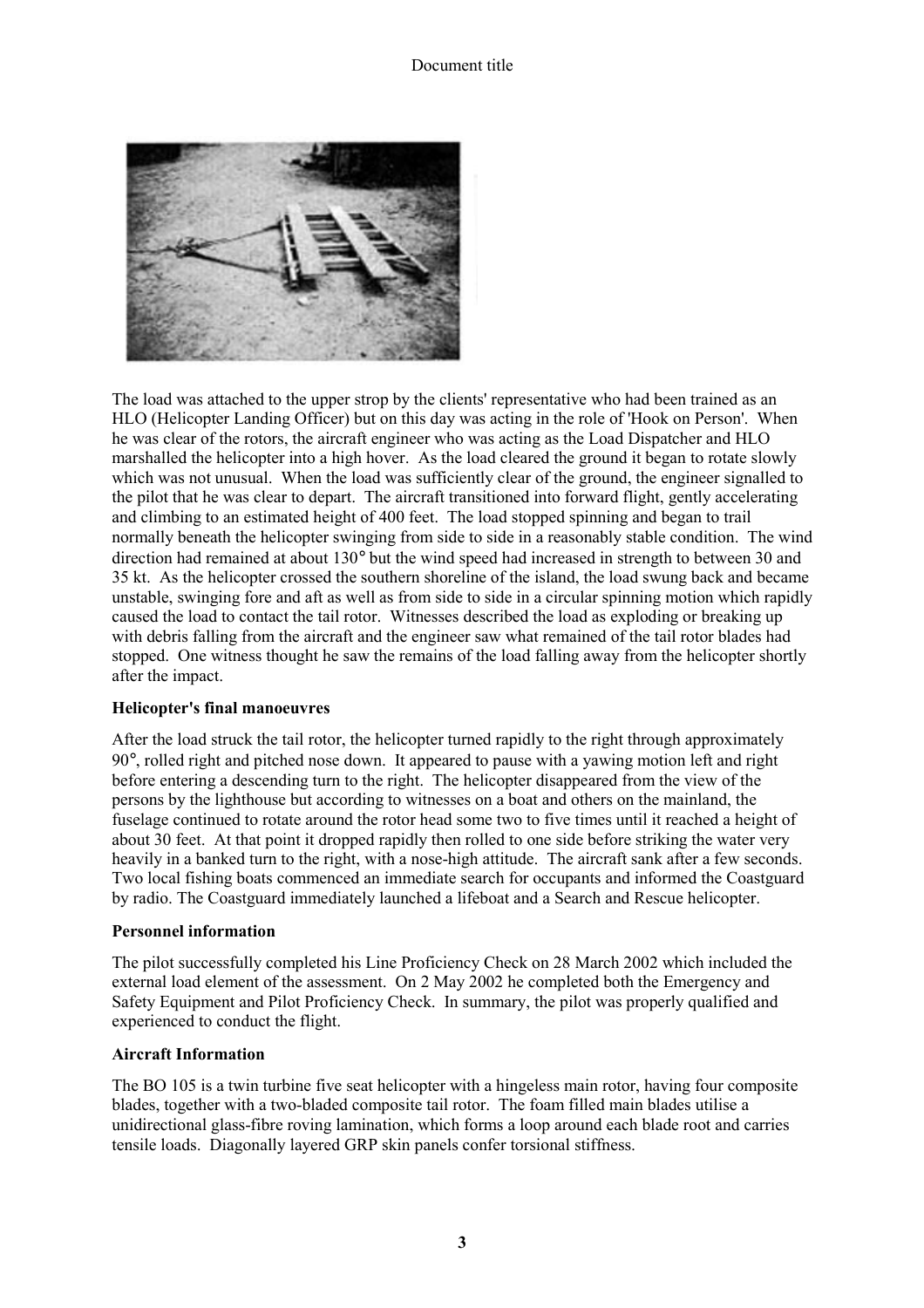The load was attached to the upper strop by the clients' representative who had been trained as an HLO (Helicopter Landing Officer) but on this day was acting in the role of 'Hook on Person'. When he was clear of the rotors, the aircraft engineer who was acting as the Load Dispatcher and HLO marshalled the helicopter into a high hover. As the load cleared the ground it began to rotate slowly which was not unusual. When the load was sufficiently clear of the ground, the engineer signalled to the pilot that he was clear to depart. The aircraft transitioned into forward flight, gently accelerating and climbing to an estimated height of 400 feet. The load stopped spinning and began to trail normally beneath the helicopter swinging from side to side in a reasonably stable condition. The wind direction had remained at about 130° but the wind speed had increased in strength to between 30 and 35 kt. As the helicopter crossed the southern shoreline of the island, the load swung back and became unstable, swinging fore and aft as well as from side to side in a circular spinning motion which rapidly caused the load to contact the tail rotor. Witnesses described the load as exploding or breaking up with debris falling from the aircraft and the engineer saw what remained of the tail rotor blades had stopped. One witness thought he saw the remains of the load falling away from the helicopter shortly after the impact.

**Helicopter's final manoeuvres**

After the load struck the tail rotor, the helicopter turned rapidly to the right through approximately 90°, rolled right and pitched nose down. It appeared to pause with a yawing motion left and right before entering a descending turn to the right. The helicopter disappeared from the view of the persons by the lighthouse but according to witnesses on a boat and others on the mainland, the fuselage continued to rotate around the rotor head some two to five times until it reached a height of about 30 feet. At that point it dropped rapidly then rolled to one side before striking the water very heavily in a banked turn to the right, with a nose-high attitude. The aircraft sank after a few seconds. Two local fishing boats commenced an immediate search for occupants and informed the Coastguard by radio. The Coastguard immediately launched a lifeboat and a Search and Rescue helicopter.

**Personnel information**

The pilot successfully completed his Line Proficiency Check on 28 March 2002 which included the external load element of the assessment. On 2 May 2002 he completed both the Emergency and Safety Equipment and Pilot Proficiency Check. In summary, the pilot was properly qualified and experienced to conduct the flight.

**Aircraft Information**

The BO 105 is a twin turbine five seat helicopter with a hingeless main rotor, having four composite blades, together with a two-bladed composite tail rotor. The foam filled main blades utilise a unidirectional glass-fibre roving lamination, which forms a loop around each blade root and carries tensile loads. Diagonally layered GRP skin panels confer torsional stiffness.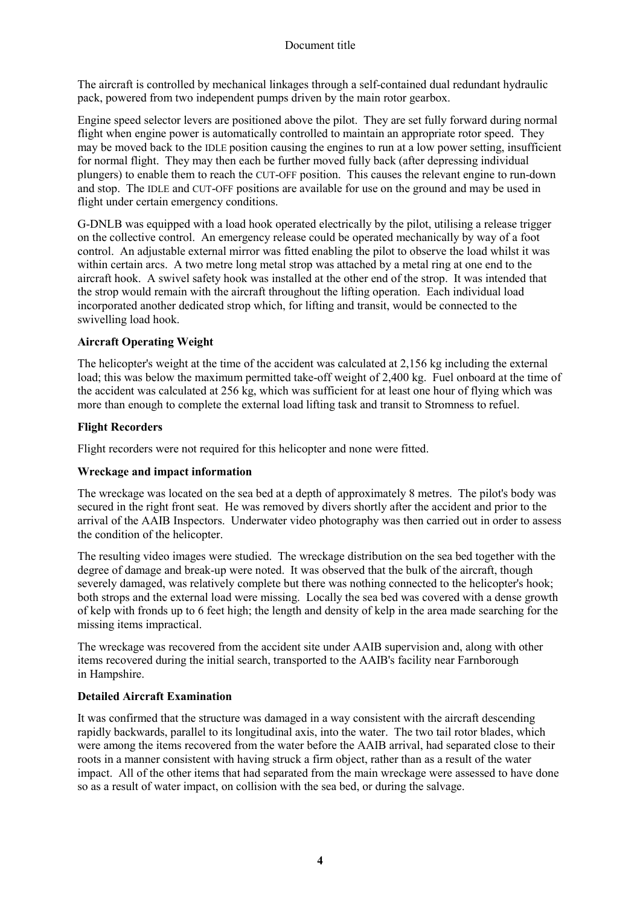The aircraft is controlled by mechanical linkages through a self-contained dual redundant hydraulic pack, powered from two independent pumps driven by the main rotor gearbox.

Engine speed selector levers are positioned above the pilot. They are set fully forward during normal flight when engine power is automatically controlled to maintain an appropriate rotor speed. They may be moved back to the IDLE position causing the engines to run at a low power setting, insufficient for normal flight. They may then each be further moved fully back (after depressing individual plungers) to enable them to reach the CUT-OFF position. This causes the relevant engine to run-down and stop. The IDLE and CUT-OFF positions are available for use on the ground and may be used in flight under certain emergency conditions.

G-DNLB was equipped with a load hook operated electrically by the pilot, utilising a release trigger on the collective control. An emergency release could be operated mechanically by way of a foot control. An adjustable external mirror was fitted enabling the pilot to observe the load whilst it was within certain arcs. A two metre long metal strop was attached by a metal ring at one end to the aircraft hook. A swivel safety hook was installed at the other end of the strop. It was intended that the strop would remain with the aircraft throughout the lifting operation. Each individual load incorporated another dedicated strop which, for lifting and transit, would be connected to the swivelling load hook.

**Aircraft Operating Weight**

The helicopter's weight at the time of the accident was calculated at 2,156 kg including the external load; this was below the maximum permitted take-off weight of 2,400 kg. Fuel onboard at the time of the accident was calculated at 256 kg, which was sufficient for at least one hour of flying which was more than enough to complete the external load lifting task and transit to Stromness to refuel.

**Flight Recorders**

Flight recorders were not required for this helicopter and none were fitted.

**Wreckage and impact information**

The wreckage was located on the sea bed at a depth of approximately 8 metres. The pilot's body was secured in the right front seat. He was removed by divers shortly after the accident and prior to the arrival of the AAIB Inspectors. Underwater video photography was then carried out in order to assess the condition of the helicopter.

The resulting video images were studied. The wreckage distribution on the sea bed together with the degree of damage and break-up were noted. It was observed that the bulk of the aircraft, though severely damaged, was relatively complete but there was nothing connected to the helicopter's hook; both strops and the external load were missing. Locally the sea bed was covered with a dense growth of kelp with fronds up to 6 feet high; the length and density of kelp in the area made searching for the missing items impractical.

The wreckage was recovered from the accident site under AAIB supervision and, along with other items recovered during the initial search, transported to the AAIB's facility near Farnborough in Hampshire.

**Detailed Aircraft Examination**

It was confirmed that the structure was damaged in a way consistent with the aircraft descending rapidly backwards, parallel to its longitudinal axis, into the water. The two tail rotor blades, which were among the items recovered from the water before the AAIB arrival, had separated close to their roots in a manner consistent with having struck a firm object, rather than as a result of the water impact. All of the other items that had separated from the main wreckage were assessed to have done so as a result of water impact, on collision with the sea bed, or during the salvage.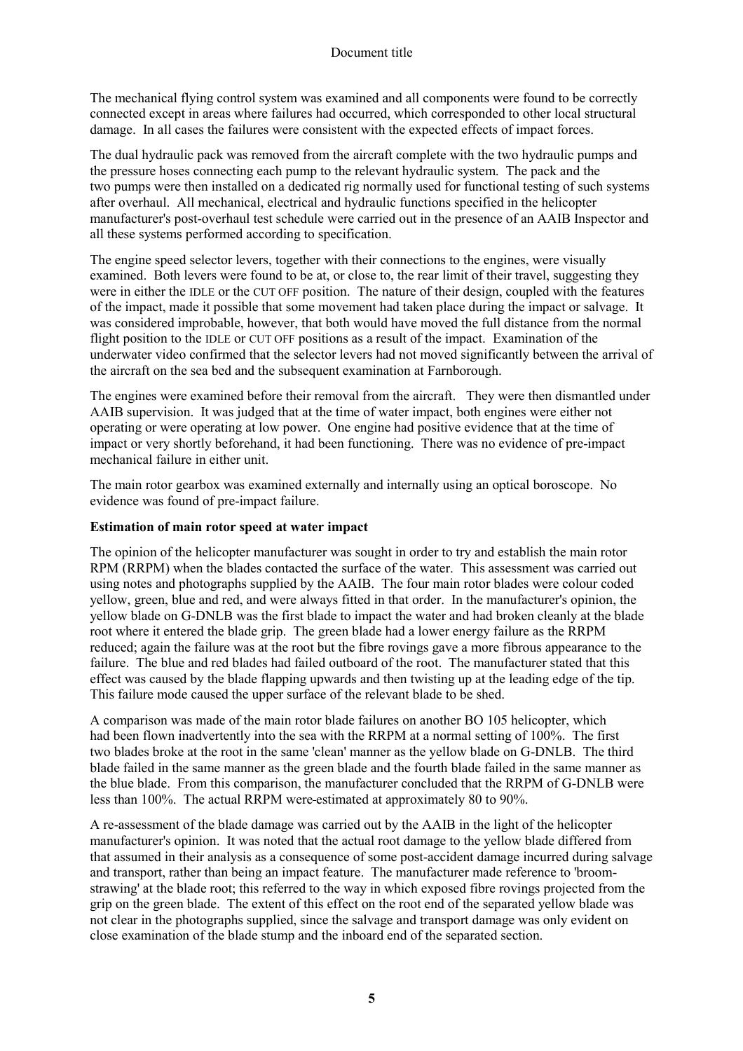The mechanical flying control system was examined and all components were found to be correctly connected except in areas where failures had occurred, which corresponded to other local structural damage. In all cases the failures were consistent with the expected effects of impact forces.

The dual hydraulic pack was removed from the aircraft complete with the two hydraulic pumps and the pressure hoses connecting each pump to the relevant hydraulic system. The pack and the two pumps were then installed on a dedicated rig normally used for functional testing of such systems after overhaul. All mechanical, electrical and hydraulic functions specified in the helicopter manufacturer's post-overhaul test schedule were carried out in the presence of an AAIB Inspector and all these systems performed according to specification.

The engine speed selector levers, together with their connections to the engines, were visually examined. Both levers were found to be at, or close to, the rear limit of their travel, suggesting they were in either the IDLE or the CUT OFF position. The nature of their design, coupled with the features of the impact, made it possible that some movement had taken place during the impact or salvage. It was considered improbable, however, that both would have moved the full distance from the normal flight position to the IDLE or CUT OFF positions as a result of the impact. Examination of the underwater video confirmed that the selector levers had not moved significantly between the arrival of the aircraft on the sea bed and the subsequent examination at Farnborough.

The engines were examined before their removal from the aircraft. They were then dismantled under AAIB supervision. It was judged that at the time of water impact, both engines were either not operating or were operating at low power. One engine had positive evidence that at the time of impact or very shortly beforehand, it had been functioning. There was no evidence of pre-impact mechanical failure in either unit.

The main rotor gearbox was examined externally and internally using an optical boroscope. No evidence was found of pre-impact failure.

**Estimation of main rotor speed at water impact**

The opinion of the helicopter manufacturer was sought in order to try and establish the main rotor RPM (RRPM) when the blades contacted the surface of the water. This assessment was carried out using notes and photographs supplied by the AAIB. The four main rotor blades were colour coded yellow, green, blue and red, and were always fitted in that order. In the manufacturer's opinion, the yellow blade on G-DNLB was the first blade to impact the water and had broken cleanly at the blade root where it entered the blade grip. The green blade had a lower energy failure as the RRPM reduced; again the failure was at the root but the fibre rovings gave a more fibrous appearance to the failure. The blue and red blades had failed outboard of the root. The manufacturer stated that this effect was caused by the blade flapping upwards and then twisting up at the leading edge of the tip. This failure mode caused the upper surface of the relevant blade to be shed.

A comparison was made of the main rotor blade failures on another BO 105 helicopter, which had been flown inadvertently into the sea with the RRPM at a normal setting of 100%. The first two blades broke at the root in the same 'clean' manner as the yellow blade on G-DNLB. The third blade failed in the same manner as the green blade and the fourth blade failed in the same manner as the blue blade. From this comparison, the manufacturer concluded that the RRPM of G-DNLB were less than 100%. The actual RRPM were estimated at approximately 80 to 90%.

A re-assessment of the blade damage was carried out by the AAIB in the light of the helicopter manufacturer's opinion. It was noted that the actual root damage to the yellow blade differed from that assumed in their analysis as a consequence of some post-accident damage incurred during salvage and transport, rather than being an impact feature. The manufacturer made reference to 'broom-strawing' at the blade root; this referred to the way in which exposed fibre rovings projected from the grip on the green blade. The extent of this effect on the root end of the separated yellow blade was not clear in the photographs supplied, since the salvage and transport damage was only evident on close examination of the blade stump and the inboard end of the separated section.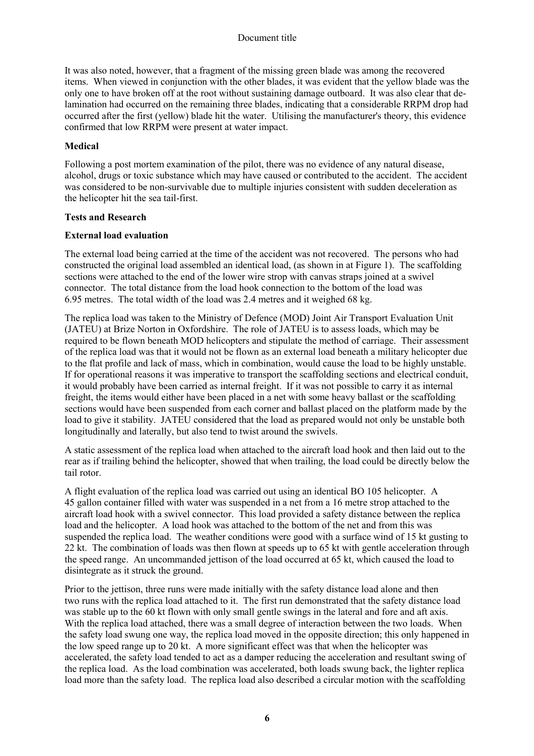It was also noted, however, that a fragment of the missing green blade was among the recovered items. When viewed in conjunction with the other blades, it was evident that the yellow blade was the only one to have broken off at the root without sustaining damage outboard. It was also clear that de-lamination had occurred on the remaining three blades, indicating that a considerable RRPM drop had occurred after the first (yellow) blade hit the water. Utilising the manufacturer's theory, this evidence confirmed that low RRPM were present at water impact.

**Medical**

Following a post mortem examination of the pilot, there was no evidence of any natural disease, alcohol, drugs or toxic substance which may have caused or contributed to the accident. The accident was considered to be non-survivable due to multiple injuries consistent with sudden deceleration as the helicopter hit the sea tail-first.

**Tests and Research**

**External load evaluation**

The external load being carried at the time of the accident was not recovered. The persons who had constructed the original load assembled an identical load, (as shown in at Figure 1). The scaffolding sections were attached to the end of the lower wire strop with canvas straps joined at a swivel connector. The total distance from the load hook connection to the bottom of the load was 6.95 metres. The total width of the load was 2.4 metres and it weighed 68 kg.

The replica load was taken to the Ministry of Defence (MOD) Joint Air Transport Evaluation Unit (JATEU) at Brize Norton in Oxfordshire. The role of JATEU is to assess loads, which may be required to be flown beneath MOD helicopters and stipulate the method of carriage. Their assessment of the replica load was that it would not be flown as an external load beneath a military helicopter due to the flat profile and lack of mass, which in combination, would cause the load to be highly unstable. If for operational reasons it was imperative to transport the scaffolding sections and electrical conduit, it would probably have been carried as internal freight. If it was not possible to carry it as internal freight, the items would either have been placed in a net with some heavy ballast or the scaffolding sections would have been suspended from each corner and ballast placed on the platform made by the load to give it stability. JATEU considered that the load as prepared would not only be unstable both longitudinally and laterally, but also tend to twist around the swivels.

A static assessment of the replica load when attached to the aircraft load hook and then laid out to the rear as if trailing behind the helicopter, showed that when trailing, the load could be directly below the tail rotor.

A flight evaluation of the replica load was carried out using an identical BO 105 helicopter. A 45 gallon container filled with water was suspended in a net from a 16 metre strop attached to the aircraft load hook with a swivel connector. This load provided a safety distance between the replica load and the helicopter. A load hook was attached to the bottom of the net and from this was suspended the replica load. The weather conditions were good with a surface wind of 15 kt gusting to 22 kt. The combination of loads was then flown at speeds up to 65 kt with gentle acceleration through the speed range. An uncommanded jettison of the load occurred at 65 kt, which caused the load to disintegrate as it struck the ground.

Prior to the jettison, three runs were made initially with the safety distance load alone and then two runs with the replica load attached to it. The first run demonstrated that the safety distance load was stable up to the 60 kt flown with only small gentle swings in the lateral and fore and aft axis. With the replica load attached, there was a small degree of interaction between the two loads. When the safety load swung one way, the replica load moved in the opposite direction; this only happened in the low speed range up to 20 kt. A more significant effect was that when the helicopter was accelerated, the safety load tended to act as a damper reducing the acceleration and resultant swing of the replica load. As the load combination was accelerated, both loads swung back, the lighter replica load more than the safety load. The replica load also described a circular motion with the scaffolding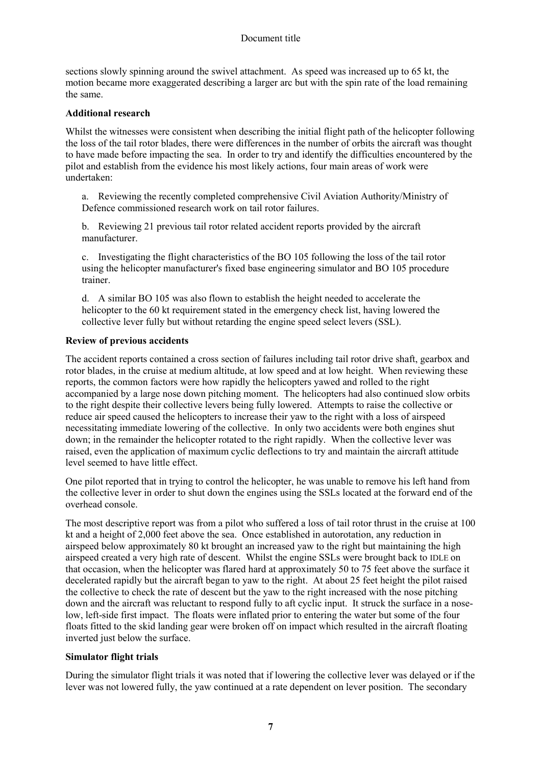sections slowly spinning around the swivel attachment. As speed was increased up to 65 kt, the motion became more exaggerated describing a larger arc but with the spin rate of the load remaining the same.

**Additional research**

Whilst the witnesses were consistent when describing the initial flight path of the helicopter following the loss of the tail rotor blades, there were differences in the number of orbits the aircraft was thought to have made before impacting the sea. In order to try and identify the difficulties encountered by the pilot and establish from the evidence his most likely actions, four main areas of work were undertaken:

a. Reviewing the recently completed comprehensive Civil Aviation Authority/Ministry of Defence commissioned research work on tail rotor failures.

b. Reviewing 21 previous tail rotor related accident reports provided by the aircraft manufacturer.

c. Investigating the flight characteristics of the BO 105 following the loss of the tail rotor using the helicopter manufacturer's fixed base engineering simulator and BO 105 procedure trainer.

d. A similar BO 105 was also flown to establish the height needed to accelerate the helicopter to the 60 kt requirement stated in the emergency check list, having lowered the collective lever fully but without retarding the engine speed select levers (SSL).

**Review of previous accidents**

The accident reports contained a cross section of failures including tail rotor drive shaft, gearbox and rotor blades, in the cruise at medium altitude, at low speed and at low height. When reviewing these reports, the common factors were how rapidly the helicopters yawed and rolled to the right accompanied by a large nose down pitching moment. The helicopters had also continued slow orbits to the right despite their collective levers being fully lowered. Attempts to raise the collective or reduce air speed caused the helicopters to increase their yaw to the right with a loss of airspeed necessitating immediate lowering of the collective. In only two accidents were both engines shut down; in the remainder the helicopter rotated to the right rapidly. When the collective lever was raised, even the application of maximum cyclic deflections to try and maintain the aircraft attitude level seemed to have little effect.

One pilot reported that in trying to control the helicopter, he was unable to remove his left hand from the collective lever in order to shut down the engines using the SSLs located at the forward end of the overhead console.

The most descriptive report was from a pilot who suffered a loss of tail rotor thrust in the cruise at 100 kt and a height of 2,000 feet above the sea. Once established in autorotation, any reduction in airspeed below approximately 80 kt brought an increased yaw to the right but maintaining the high airspeed created a very high rate of descent. Whilst the engine SSLs were brought back to IDLE on that occasion, when the helicopter was flared hard at approximately 50 to 75 feet above the surface it decelerated rapidly but the aircraft began to yaw to the right. At about 25 feet height the pilot raised the collective to check the rate of descent but the yaw to the right increased with the nose pitching down and the aircraft was reluctant to respond fully to aft cyclic input. It struck the surface in a nose-low, left-side first impact. The floats were inflated prior to entering the water but some of the four floats fitted to the skid landing gear were broken off on impact which resulted in the aircraft floating inverted just below the surface.

**Simulator flight trials**

During the simulator flight trials it was noted that if lowering the collective lever was delayed or if the lever was not lowered fully, the yaw continued at a rate dependent on lever position. The secondary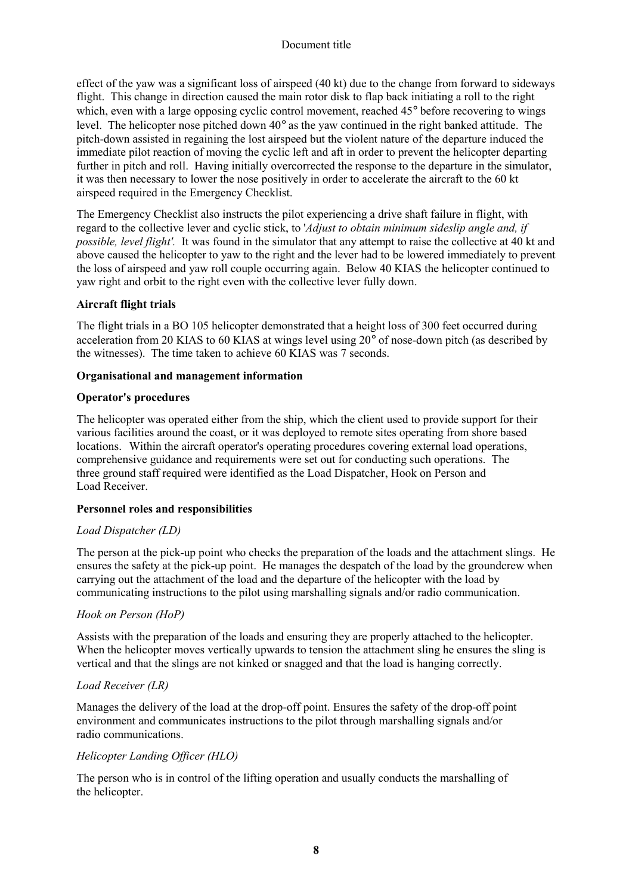effect of the yaw was a significant loss of airspeed (40 kt) due to the change from forward to sideways flight. This change in direction caused the main rotor disk to flap back initiating a roll to the right which, even with a large opposing cyclic control movement, reached 45° before recovering to wings level. The helicopter nose pitched down 40° as the yaw continued in the right banked attitude. The pitch-down assisted in regaining the lost airspeed but the violent nature of the departure induced the immediate pilot reaction of moving the cyclic left and aft in order to prevent the helicopter departing further in pitch and roll. Having initially overcorrected the response to the departure in the simulator, it was then necessary to lower the nose positively in order to accelerate the aircraft to the 60 kt airspeed required in the Emergency Checklist.

The Emergency Checklist also instructs the pilot experiencing a drive shaft failure in flight, with regard to the collective lever and cyclic stick, to '*Adjust to obtain minimum sideslip angle and, if possible, level flight'*. It was found in the simulator that any attempt to raise the collective at 40 kt and above caused the helicopter to yaw to the right and the lever had to be lowered immediately to prevent the loss of airspeed and yaw roll couple occurring again. Below 40 KIAS the helicopter continued to yaw right and orbit to the right even with the collective lever fully down.

**Aircraft flight trials**

The flight trials in a BO 105 helicopter demonstrated that a height loss of 300 feet occurred during acceleration from 20 KIAS to 60 KIAS at wings level using 20° of nose-down pitch (as described by the witnesses). The time taken to achieve 60 KIAS was 7 seconds.

**Organisational and management information**

**Operator's procedures**

The helicopter was operated either from the ship, which the client used to provide support for their various facilities around the coast, or it was deployed to remote sites operating from shore based locations. Within the aircraft operator's operating procedures covering external load operations, comprehensive guidance and requirements were set out for conducting such operations. The three ground staff required were identified as the Load Dispatcher, Hook on Person and Load Receiver.

**Personnel roles and responsibilities**

*Load Dispatcher (LD)*

The person at the pick-up point who checks the preparation of the loads and the attachment slings. He ensures the safety at the pick-up point. He manages the despatch of the load by the groundcrew when carrying out the attachment of the load and the departure of the helicopter with the load by communicating instructions to the pilot using marshalling signals and/or radio communication.

*Hook on Person (HoP)*

Assists with the preparation of the loads and ensuring they are properly attached to the helicopter. When the helicopter moves vertically upwards to tension the attachment sling he ensures the sling is vertical and that the slings are not kinked or snagged and that the load is hanging correctly.

*Load Receiver (LR)*

Manages the delivery of the load at the drop-off point. Ensures the safety of the drop-off point environment and communicates instructions to the pilot through marshalling signals and/or radio communications.

*Helicopter Landing Officer (HLO)*

The person who is in control of the lifting operation and usually conducts the marshalling of the helicopter.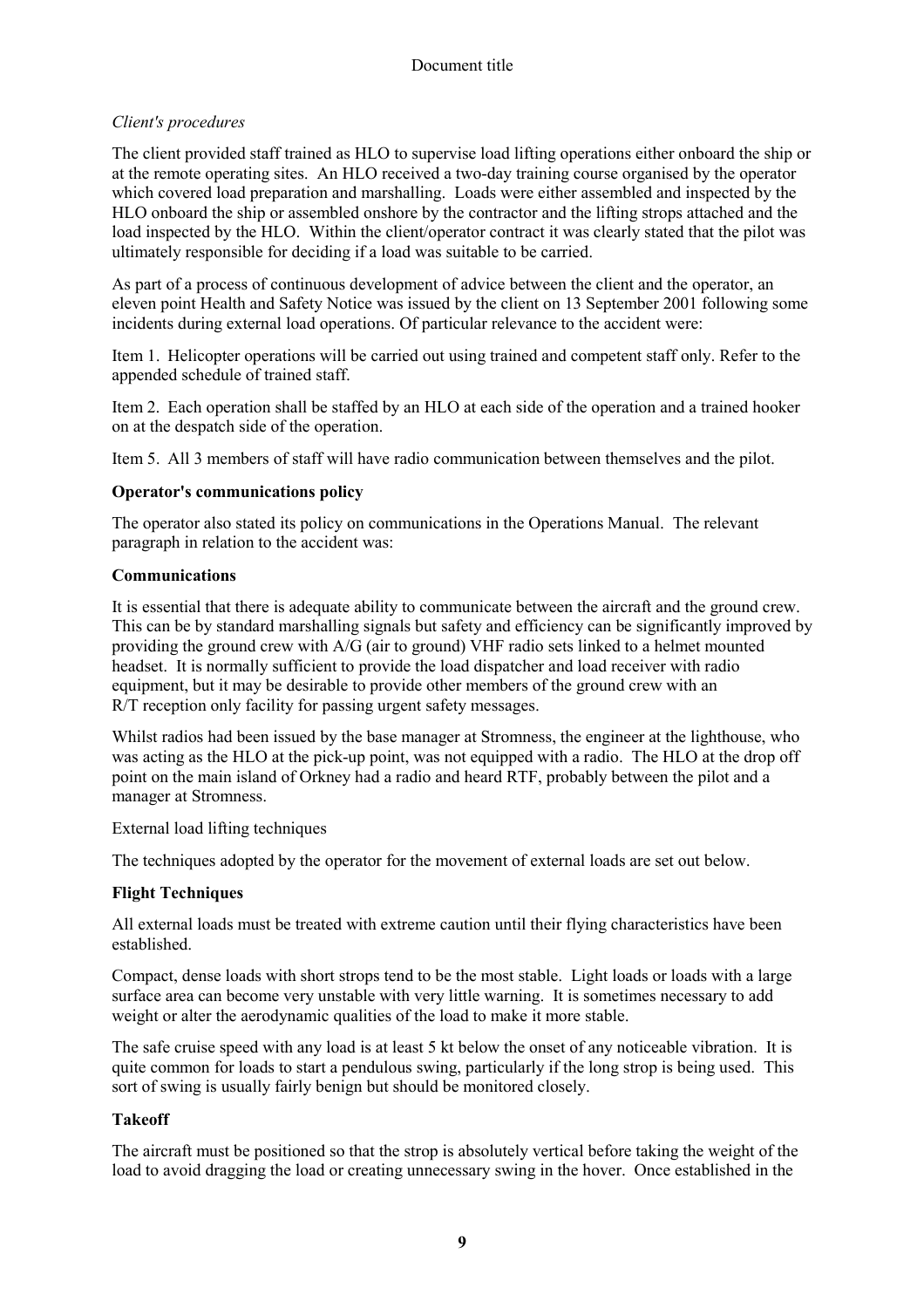*Client's procedures*

The client provided staff trained as HLO to supervise load lifting operations either onboard the ship or at the remote operating sites. An HLO received a two-day training course organised by the operator which covered load preparation and marshalling. Loads were either assembled and inspected by the HLO onboard the ship or assembled onshore by the contractor and the lifting strops attached and the load inspected by the HLO. Within the client/operator contract it was clearly stated that the pilot was ultimately responsible for deciding if a load was suitable to be carried.

As part of a process of continuous development of advice between the client and the operator, an eleven point Health and Safety Notice was issued by the client on 13 September 2001 following some incidents during external load operations. Of particular relevance to the accident were:

Item 1. Helicopter operations will be carried out using trained and competent staff only. Refer to the appended schedule of trained staff.

Item 2. Each operation shall be staffed by an HLO at each side of the operation and a trained hooker on at the despatch side of the operation.

Item 5. All 3 members of staff will have radio communication between themselves and the pilot.

**Operator's communications policy**

The operator also stated its policy on communications in the Operations Manual. The relevant paragraph in relation to the accident was:

**Communications**

It is essential that there is adequate ability to communicate between the aircraft and the ground crew. This can be by standard marshalling signals but safety and efficiency can be significantly improved by providing the ground crew with A/G (air to ground) VHF radio sets linked to a helmet mounted headset. It is normally sufficient to provide the load dispatcher and load receiver with radio equipment, but it may be desirable to provide other members of the ground crew with an R/T reception only facility for passing urgent safety messages.

Whilst radios had been issued by the base manager at Stromness, the engineer at the lighthouse, who was acting as the HLO at the pick-up point, was not equipped with a radio. The HLO at the drop off point on the main island of Orkney had a radio and heard RTF, probably between the pilot and a manager at Stromness.

External load lifting techniques

The techniques adopted by the operator for the movement of external loads are set out below.

**Flight Techniques**

All external loads must be treated with extreme caution until their flying characteristics have been established.

Compact, dense loads with short strops tend to be the most stable. Light loads or loads with a large surface area can become very unstable with very little warning. It is sometimes necessary to add weight or alter the aerodynamic qualities of the load to make it more stable.

The safe cruise speed with any load is at least 5 kt below the onset of any noticeable vibration. It is quite common for loads to start a pendulous swing, particularly if the long strop is being used. This sort of swing is usually fairly benign but should be monitored closely.

**Takeoff**

The aircraft must be positioned so that the strop is absolutely vertical before taking the weight of the load to avoid dragging the load or creating unnecessary swing in the hover. Once established in the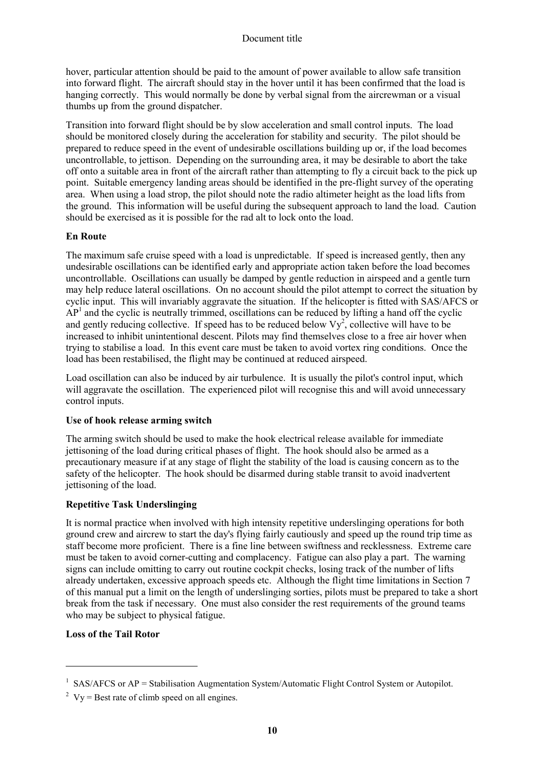hover, particular attention should be paid to the amount of power available to allow safe transition into forward flight. The aircraft should stay in the hover until it has been confirmed that the load is hanging correctly. This would normally be done by verbal signal from the aircrewman or a visual thumbs up from the ground dispatcher.

Transition into forward flight should be by slow acceleration and small control inputs. The load should be monitored closely during the acceleration for stability and security. The pilot should be prepared to reduce speed in the event of undesirable oscillations building up or, if the load becomes uncontrollable, to jettison. Depending on the surrounding area, it may be desirable to abort the take off onto a suitable area in front of the aircraft rather than attempting to fly a circuit back to the pick up point. Suitable emergency landing areas should be identified in the pre-flight survey of the operating area. When using a load strop, the pilot should note the radio altimeter height as the load lifts from the ground. This information will be useful during the subsequent approach to land the load. Caution should be exercised as it is possible for the rad alt to lock onto the load.

**En Route**

The maximum safe cruise speed with a load is unpredictable. If speed is increased gently, then any undesirable oscillations can be identified early and appropriate action taken before the load becomes uncontrollable. Oscillations can usually be damped by gentle reduction in airspeed and a gentle turn may help reduce lateral oscillations. On no account should the pilot attempt to correct the situation by cyclic input. This will invariably aggravate the situation. If the helicopter is fitted with SAS/AFCS or AP[1] and the cyclic is neutrally trimmed, oscillations can be reduced by lifting a hand off the cyclic and gently reducing collective. If speed has to be reduced below Vy[2], collective will have to be increased to inhibit unintentional descent. Pilots may find themselves close to a free air hover when trying to stabilise a load. In this event care must be taken to avoid vortex ring conditions. Once the load has been restabilised, the flight may be continued at reduced airspeed.

Load oscillation can also be induced by air turbulence. It is usually the pilot's control input, which will aggravate the oscillation. The experienced pilot will recognise this and will avoid unnecessary control inputs.

**Use of hook release arming switch**

The arming switch should be used to make the hook electrical release available for immediate jettisoning of the load during critical phases of flight. The hook should also be armed as a precautionary measure if at any stage of flight the stability of the load is causing concern as to the safety of the helicopter. The hook should be disarmed during stable transit to avoid inadvertent jettisoning of the load.

**Repetitive Task Underslinging**

It is normal practice when involved with high intensity repetitive underslinging operations for both ground crew and aircrew to start the day's flying fairly cautiously and speed up the round trip time as staff become more proficient. There is a fine line between swiftness and recklessness. Extreme care must be taken to avoid corner-cutting and complacency. Fatigue can also play a part. The warning signs can include omitting to carry out routine cockpit checks, losing track of the number of lifts already undertaken, excessive approach speeds etc. Although the flight time limitations in Section 7 of this manual put a limit on the length of underslinging sorties, pilots must be prepared to take a short break from the task if necessary. One must also consider the rest requirements of the ground teams who may be subject to physical fatigue.

**Loss of the Tail Rotor**

---

[1] SAS/AFCS or AP = Stabilisation Augmentation System/Automatic Flight Control System or Autopilot.

[2] Vy = Best rate of climb speed on all engines.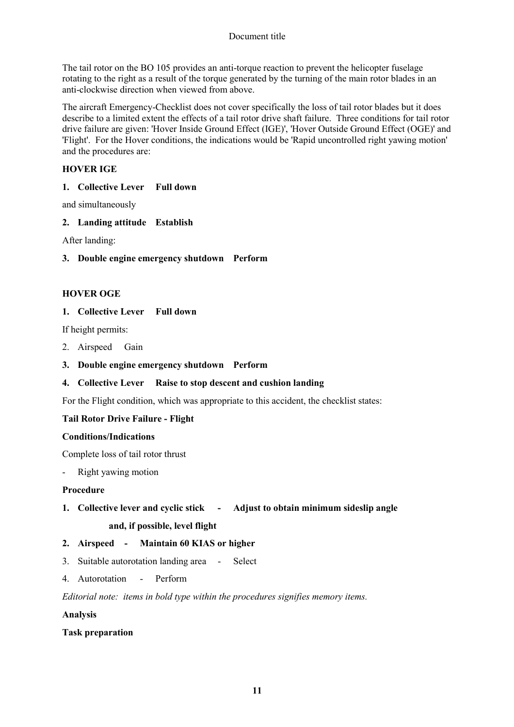The tail rotor on the BO 105 provides an anti-torque reaction to prevent the helicopter fuselage rotating to the right as a result of the torque generated by the turning of the main rotor blades in an anti-clockwise direction when viewed from above.

The aircraft Emergency-Checklist does not cover specifically the loss of tail rotor blades but it does describe to a limited extent the effects of a tail rotor drive shaft failure. Three conditions for tail rotor drive failure are given: 'Hover Inside Ground Effect (IGE)', 'Hover Outside Ground Effect (OGE)' and 'Flight'. For the Hover conditions, the indications would be 'Rapid uncontrolled right yawing motion' and the procedures are:

**HOVER IGE**

**1. Collective Lever Full down**

and simultaneously

**2. Landing attitude Establish**

After landing:

**3. Double engine emergency shutdown Perform**

**HOVER OGE**

**1. Collective Lever Full down**

If height permits:

2. Airspeed Gain

**3. Double engine emergency shutdown Perform**

**4. Collective Lever Raise to stop descent and cushion landing**

For the Flight condition, which was appropriate to this accident, the checklist states:

**Tail Rotor Drive Failure - Flight**

**Conditions/Indications**

Complete loss of tail rotor thrust

- Right yawing motion

**Procedure**

**1. Collective lever and cyclic stick - Adjust to obtain minimum sideslip angle and, if possible, level flight**

**2. Airspeed - Maintain 60 KIAS or higher**

3. Suitable autorotation landing area - Select

4. Autorotation - Perform

*Editorial note: items in bold type within the procedures signifies memory items.*

**Analysis**

**Task preparation**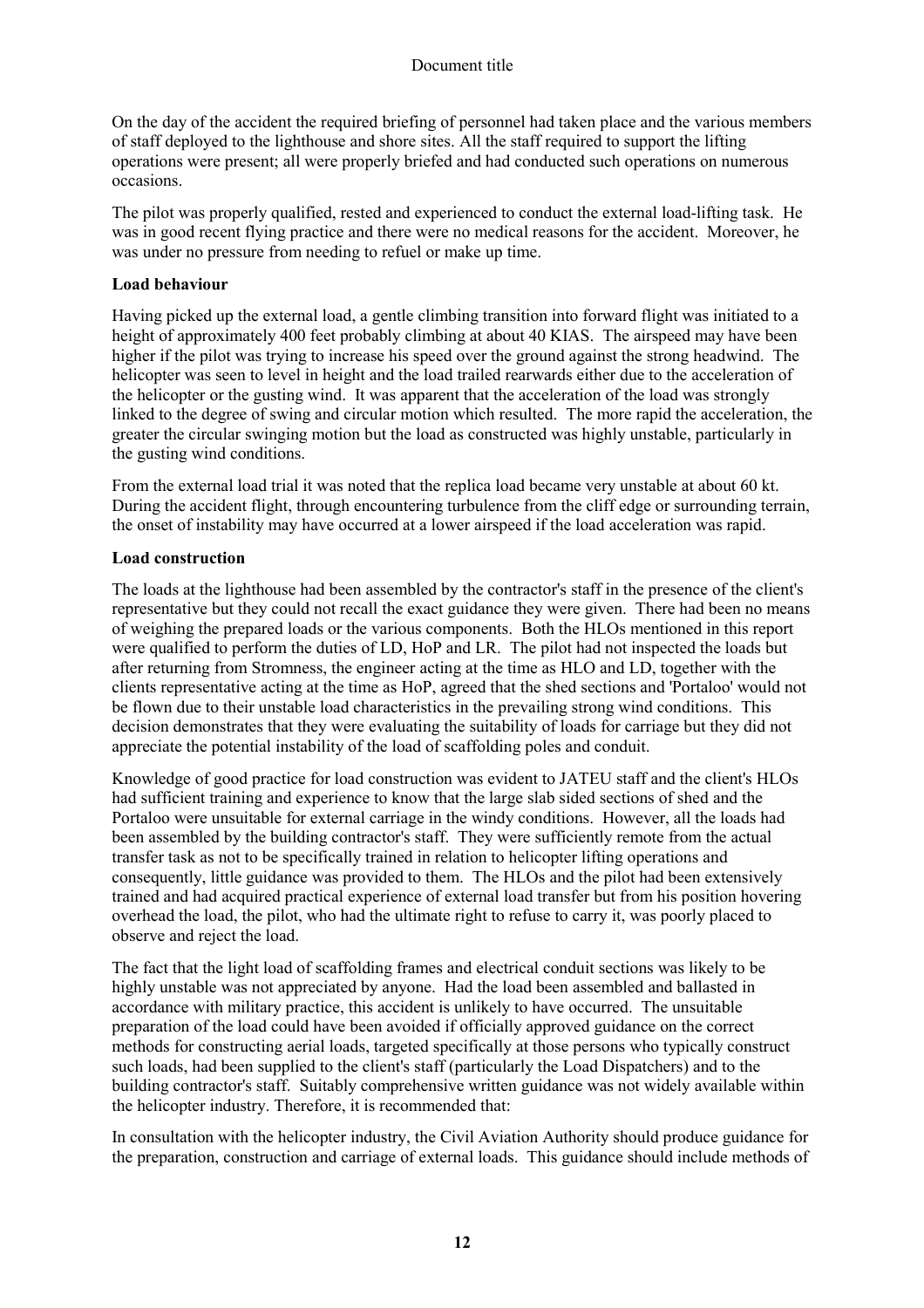On the day of the accident the required briefing of personnel had taken place and the various members of staff deployed to the lighthouse and shore sites. All the staff required to support the lifting operations were present; all were properly briefed and had conducted such operations on numerous occasions.

The pilot was properly qualified, rested and experienced to conduct the external load-lifting task. He was in good recent flying practice and there were no medical reasons for the accident. Moreover, he was under no pressure from needing to refuel or make up time.

**Load behaviour**

Having picked up the external load, a gentle climbing transition into forward flight was initiated to a height of approximately 400 feet probably climbing at about 40 KIAS. The airspeed may have been higher if the pilot was trying to increase his speed over the ground against the strong headwind. The helicopter was seen to level in height and the load trailed rearwards either due to the acceleration of the helicopter or the gusting wind. It was apparent that the acceleration of the load was strongly linked to the degree of swing and circular motion which resulted. The more rapid the acceleration, the greater the circular swinging motion but the load as constructed was highly unstable, particularly in the gusting wind conditions.

From the external load trial it was noted that the replica load became very unstable at about 60 kt. During the accident flight, through encountering turbulence from the cliff edge or surrounding terrain, the onset of instability may have occurred at a lower airspeed if the load acceleration was rapid.

**Load construction**

The loads at the lighthouse had been assembled by the contractor's staff in the presence of the client's representative but they could not recall the exact guidance they were given. There had been no means of weighing the prepared loads or the various components. Both the HLOs mentioned in this report were qualified to perform the duties of LD, HoP and LR. The pilot had not inspected the loads but after returning from Stromness, the engineer acting at the time as HLO and LD, together with the clients representative acting at the time as HoP, agreed that the shed sections and 'Portaloo' would not be flown due to their unstable load characteristics in the prevailing strong wind conditions. This decision demonstrates that they were evaluating the suitability of loads for carriage but they did not appreciate the potential instability of the load of scaffolding poles and conduit.

Knowledge of good practice for load construction was evident to JATEU staff and the client's HLOs had sufficient training and experience to know that the large slab sided sections of shed and the Portaloo were unsuitable for external carriage in the windy conditions. However, all the loads had been assembled by the building contractor's staff. They were sufficiently remote from the actual transfer task as not to be specifically trained in relation to helicopter lifting operations and consequently, little guidance was provided to them. The HLOs and the pilot had been extensively trained and had acquired practical experience of external load transfer but from his position hovering overhead the load, the pilot, who had the ultimate right to refuse to carry it, was poorly placed to observe and reject the load.

The fact that the light load of scaffolding frames and electrical conduit sections was likely to be highly unstable was not appreciated by anyone. Had the load been assembled and ballasted in accordance with military practice, this accident is unlikely to have occurred. The unsuitable preparation of the load could have been avoided if officially approved guidance on the correct methods for constructing aerial loads, targeted specifically at those persons who typically construct such loads, had been supplied to the client's staff (particularly the Load Dispatchers) and to the building contractor's staff. Suitably comprehensive written guidance was not widely available within the helicopter industry. Therefore, it is recommended that:

In consultation with the helicopter industry, the Civil Aviation Authority should produce guidance for the preparation, construction and carriage of external loads. This guidance should include methods of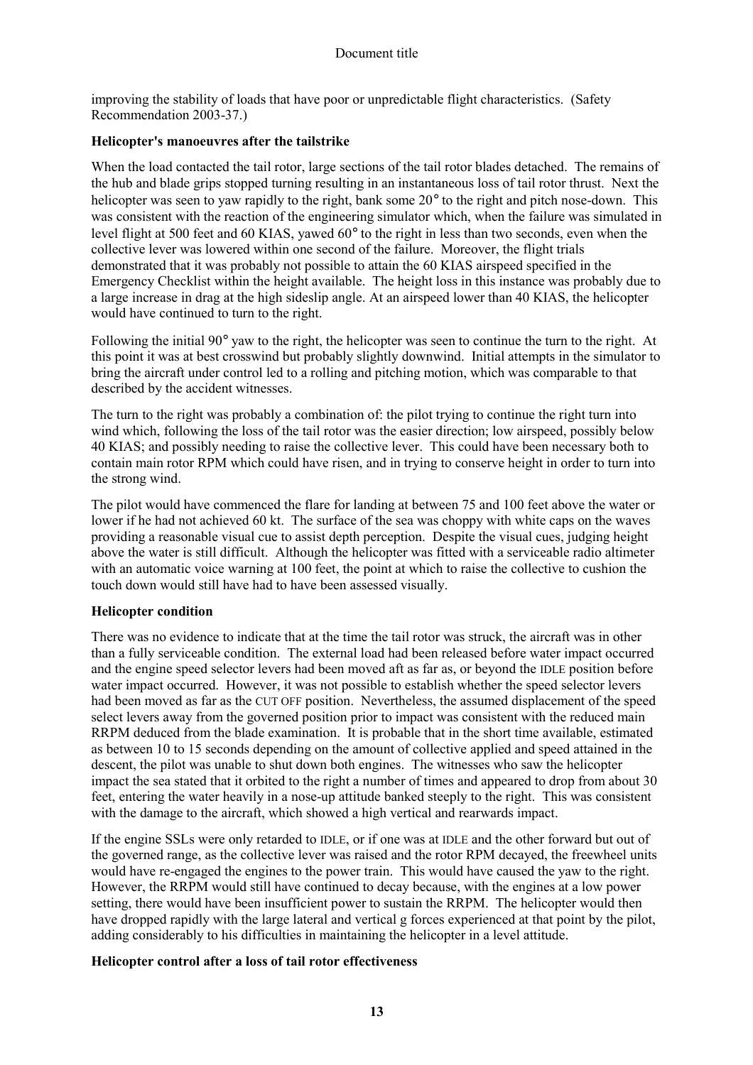improving the stability of loads that have poor or unpredictable flight characteristics. (Safety Recommendation 2003-37.)

**Helicopter's manoeuvres after the tailstrike**

When the load contacted the tail rotor, large sections of the tail rotor blades detached. The remains of the hub and blade grips stopped turning resulting in an instantaneous loss of tail rotor thrust. Next the helicopter was seen to yaw rapidly to the right, bank some 20° to the right and pitch nose-down. This was consistent with the reaction of the engineering simulator which, when the failure was simulated in level flight at 500 feet and 60 KIAS, yawed 60° to the right in less than two seconds, even when the collective lever was lowered within one second of the failure. Moreover, the flight trials demonstrated that it was probably not possible to attain the 60 KIAS airspeed specified in the Emergency Checklist within the height available. The height loss in this instance was probably due to a large increase in drag at the high sideslip angle. At an airspeed lower than 40 KIAS, the helicopter would have continued to turn to the right.

Following the initial 90° yaw to the right, the helicopter was seen to continue the turn to the right. At this point it was at best crosswind but probably slightly downwind. Initial attempts in the simulator to bring the aircraft under control led to a rolling and pitching motion, which was comparable to that described by the accident witnesses.

The turn to the right was probably a combination of: the pilot trying to continue the right turn into wind which, following the loss of the tail rotor was the easier direction; low airspeed, possibly below 40 KIAS; and possibly needing to raise the collective lever. This could have been necessary both to contain main rotor RPM which could have risen, and in trying to conserve height in order to turn into the strong wind.

The pilot would have commenced the flare for landing at between 75 and 100 feet above the water or lower if he had not achieved 60 kt. The surface of the sea was choppy with white caps on the waves providing a reasonable visual cue to assist depth perception. Despite the visual cues, judging height above the water is still difficult. Although the helicopter was fitted with a serviceable radio altimeter with an automatic voice warning at 100 feet, the point at which to raise the collective to cushion the touch down would still have had to have been assessed visually.

**Helicopter condition**

There was no evidence to indicate that at the time the tail rotor was struck, the aircraft was in other than a fully serviceable condition. The external load had been released before water impact occurred and the engine speed selector levers had been moved aft as far as, or beyond the IDLE position before water impact occurred. However, it was not possible to establish whether the speed selector levers had been moved as far as the CUT OFF position. Nevertheless, the assumed displacement of the speed select levers away from the governed position prior to impact was consistent with the reduced main RRPM deduced from the blade examination. It is probable that in the short time available, estimated as between 10 to 15 seconds depending on the amount of collective applied and speed attained in the descent, the pilot was unable to shut down both engines. The witnesses who saw the helicopter impact the sea stated that it orbited to the right a number of times and appeared to drop from about 30 feet, entering the water heavily in a nose-up attitude banked steeply to the right. This was consistent with the damage to the aircraft, which showed a high vertical and rearwards impact.

If the engine SSLs were only retarded to IDLE, or if one was at IDLE and the other forward but out of the governed range, as the collective lever was raised and the rotor RPM decayed, the freewheel units would have re-engaged the engines to the power train. This would have caused the yaw to the right. However, the RRPM would still have continued to decay because, with the engines at a low power setting, there would have been insufficient power to sustain the RRPM. The helicopter would then have dropped rapidly with the large lateral and vertical g forces experienced at that point by the pilot, adding considerably to his difficulties in maintaining the helicopter in a level attitude.

**Helicopter control after a loss of tail rotor effectiveness**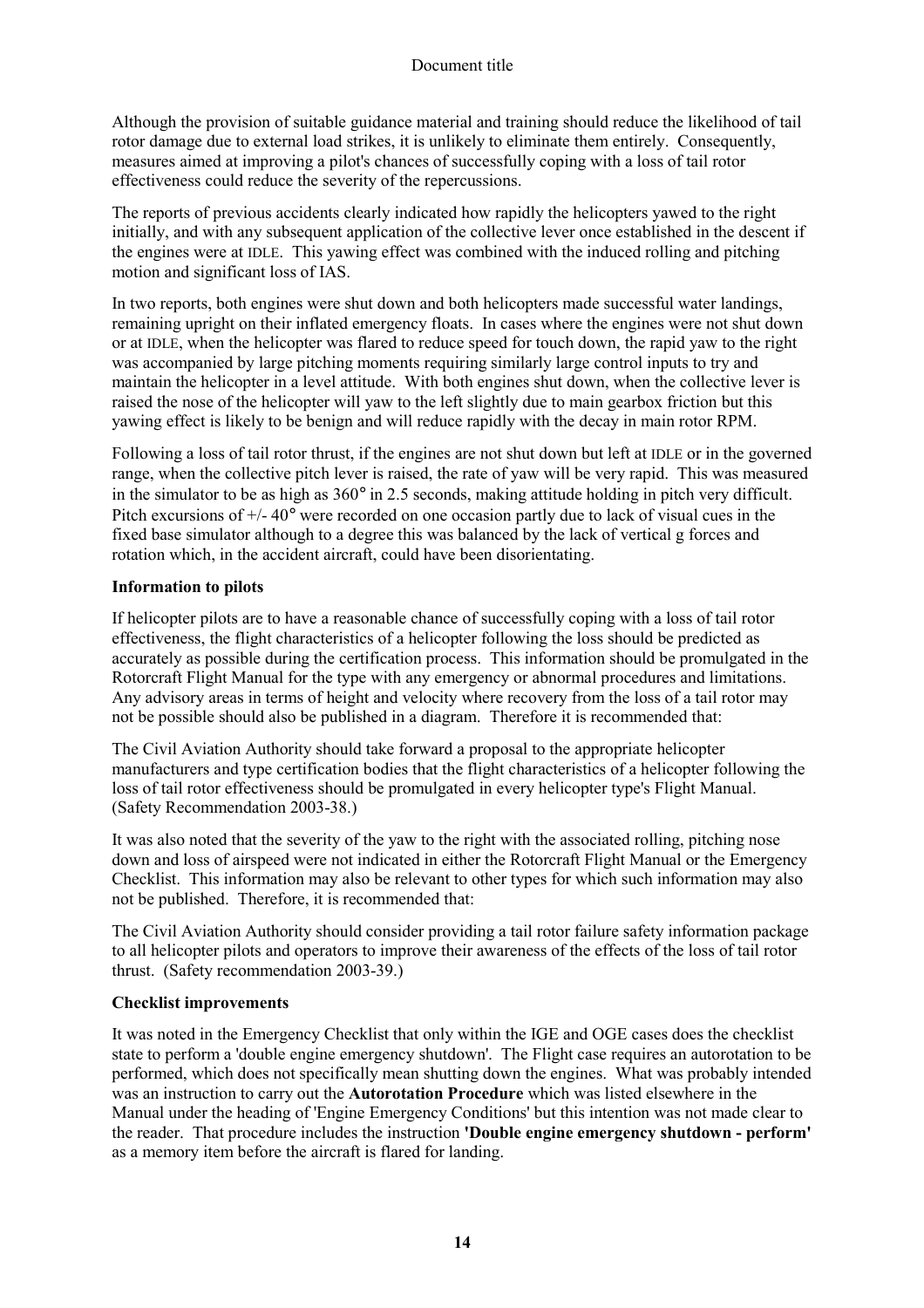Although the provision of suitable guidance material and training should reduce the likelihood of tail rotor damage due to external load strikes, it is unlikely to eliminate them entirely. Consequently, measures aimed at improving a pilot's chances of successfully coping with a loss of tail rotor effectiveness could reduce the severity of the repercussions.

The reports of previous accidents clearly indicated how rapidly the helicopters yawed to the right initially, and with any subsequent application of the collective lever once established in the descent if the engines were at IDLE. This yawing effect was combined with the induced rolling and pitching motion and significant loss of IAS.

In two reports, both engines were shut down and both helicopters made successful water landings, remaining upright on their inflated emergency floats. In cases where the engines were not shut down or at IDLE, when the helicopter was flared to reduce speed for touch down, the rapid yaw to the right was accompanied by large pitching moments requiring similarly large control inputs to try and maintain the helicopter in a level attitude. With both engines shut down, when the collective lever is raised the nose of the helicopter will yaw to the left slightly due to main gearbox friction but this yawing effect is likely to be benign and will reduce rapidly with the decay in main rotor RPM.

Following a loss of tail rotor thrust, if the engines are not shut down but left at IDLE or in the governed range, when the collective pitch lever is raised, the rate of yaw will be very rapid. This was measured in the simulator to be as high as 360° in 2.5 seconds, making attitude holding in pitch very difficult. Pitch excursions of +/- 40° were recorded on one occasion partly due to lack of visual cues in the fixed base simulator although to a degree this was balanced by the lack of vertical g forces and rotation which, in the accident aircraft, could have been disorientating.

**Information to pilots**

If helicopter pilots are to have a reasonable chance of successfully coping with a loss of tail rotor effectiveness, the flight characteristics of a helicopter following the loss should be predicted as accurately as possible during the certification process. This information should be promulgated in the Rotorcraft Flight Manual for the type with any emergency or abnormal procedures and limitations. Any advisory areas in terms of height and velocity where recovery from the loss of a tail rotor may not be possible should also be published in a diagram. Therefore it is recommended that:

The Civil Aviation Authority should take forward a proposal to the appropriate helicopter manufacturers and type certification bodies that the flight characteristics of a helicopter following the loss of tail rotor effectiveness should be promulgated in every helicopter type's Flight Manual. (Safety Recommendation 2003-38.)

It was also noted that the severity of the yaw to the right with the associated rolling, pitching nose down and loss of airspeed were not indicated in either the Rotorcraft Flight Manual or the Emergency Checklist. This information may also be relevant to other types for which such information may also not be published. Therefore, it is recommended that:

The Civil Aviation Authority should consider providing a tail rotor failure safety information package to all helicopter pilots and operators to improve their awareness of the effects of the loss of tail rotor thrust. (Safety recommendation 2003-39.)

**Checklist improvements**

It was noted in the Emergency Checklist that only within the IGE and OGE cases does the checklist state to perform a 'double engine emergency shutdown'. The Flight case requires an autorotation to be performed, which does not specifically mean shutting down the engines. What was probably intended was an instruction to carry out the **Autorotation Procedure** which was listed elsewhere in the Manual under the heading of 'Engine Emergency Conditions' but this intention was not made clear to the reader. That procedure includes the instruction **'Double engine emergency shutdown - perform'** as a memory item before the aircraft is flared for landing.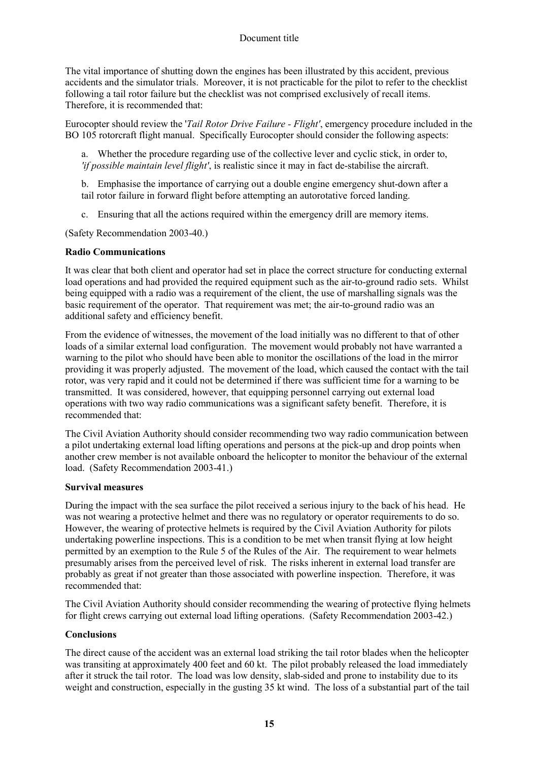The vital importance of shutting down the engines has been illustrated by this accident, previous accidents and the simulator trials. Moreover, it is not practicable for the pilot to refer to the checklist following a tail rotor failure but the checklist was not comprised exclusively of recall items. Therefore, it is recommended that:

Eurocopter should review the '*Tail Rotor Drive Failure - Flight'*, emergency procedure included in the BO 105 rotorcraft flight manual. Specifically Eurocopter should consider the following aspects:

a. Whether the procedure regarding use of the collective lever and cyclic stick, in order to, *'if possible maintain level flight'*, is realistic since it may in fact de-stabilise the aircraft.

b. Emphasise the importance of carrying out a double engine emergency shut-down after a tail rotor failure in forward flight before attempting an autorotative forced landing.

c. Ensuring that all the actions required within the emergency drill are memory items.

(Safety Recommendation 2003-40.)

**Radio Communications**

It was clear that both client and operator had set in place the correct structure for conducting external load operations and had provided the required equipment such as the air-to-ground radio sets. Whilst being equipped with a radio was a requirement of the client, the use of marshalling signals was the basic requirement of the operator. That requirement was met; the air-to-ground radio was an additional safety and efficiency benefit.

From the evidence of witnesses, the movement of the load initially was no different to that of other loads of a similar external load configuration. The movement would probably not have warranted a warning to the pilot who should have been able to monitor the oscillations of the load in the mirror providing it was properly adjusted. The movement of the load, which caused the contact with the tail rotor, was very rapid and it could not be determined if there was sufficient time for a warning to be transmitted. It was considered, however, that equipping personnel carrying out external load operations with two way radio communications was a significant safety benefit. Therefore, it is recommended that:

The Civil Aviation Authority should consider recommending two way radio communication between a pilot undertaking external load lifting operations and persons at the pick-up and drop points when another crew member is not available onboard the helicopter to monitor the behaviour of the external load. (Safety Recommendation 2003-41.)

**Survival measures**

During the impact with the sea surface the pilot received a serious injury to the back of his head. He was not wearing a protective helmet and there was no regulatory or operator requirements to do so. However, the wearing of protective helmets is required by the Civil Aviation Authority for pilots undertaking powerline inspections. This is a condition to be met when transit flying at low height permitted by an exemption to the Rule 5 of the Rules of the Air. The requirement to wear helmets presumably arises from the perceived level of risk. The risks inherent in external load transfer are probably as great if not greater than those associated with powerline inspection. Therefore, it was recommended that:

The Civil Aviation Authority should consider recommending the wearing of protective flying helmets for flight crews carrying out external load lifting operations. (Safety Recommendation 2003-42.)

**Conclusions**

The direct cause of the accident was an external load striking the tail rotor blades when the helicopter was transiting at approximately 400 feet and 60 kt. The pilot probably released the load immediately after it struck the tail rotor. The load was low density, slab-sided and prone to instability due to its weight and construction, especially in the gusting 35 kt wind. The loss of a substantial part of the tail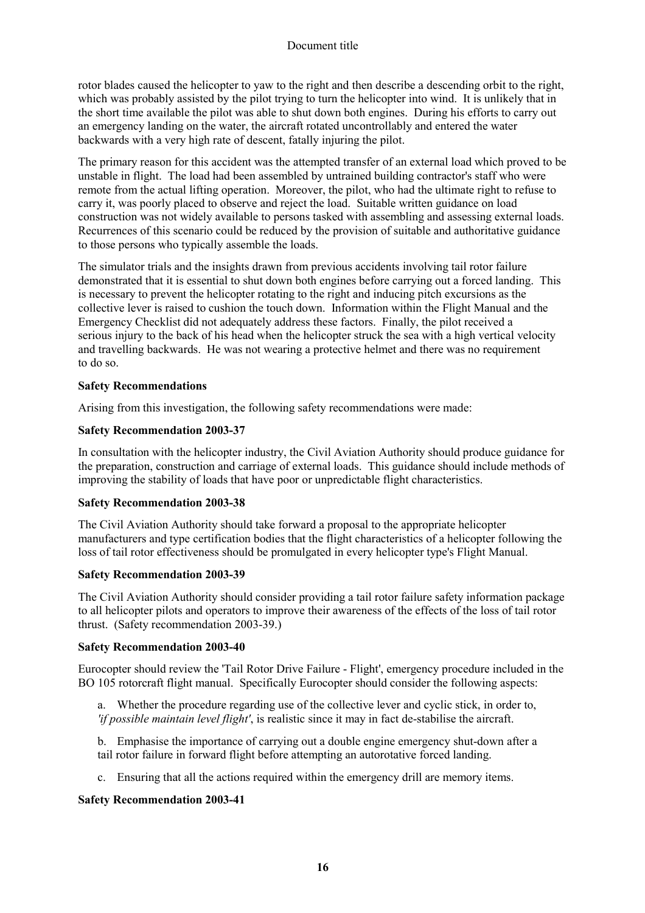rotor blades caused the helicopter to yaw to the right and then describe a descending orbit to the right, which was probably assisted by the pilot trying to turn the helicopter into wind. It is unlikely that in the short time available the pilot was able to shut down both engines. During his efforts to carry out an emergency landing on the water, the aircraft rotated uncontrollably and entered the water backwards with a very high rate of descent, fatally injuring the pilot.

The primary reason for this accident was the attempted transfer of an external load which proved to be unstable in flight. The load had been assembled by untrained building contractor's staff who were remote from the actual lifting operation. Moreover, the pilot, who had the ultimate right to refuse to carry it, was poorly placed to observe and reject the load. Suitable written guidance on load construction was not widely available to persons tasked with assembling and assessing external loads. Recurrences of this scenario could be reduced by the provision of suitable and authoritative guidance to those persons who typically assemble the loads.

The simulator trials and the insights drawn from previous accidents involving tail rotor failure demonstrated that it is essential to shut down both engines before carrying out a forced landing. This is necessary to prevent the helicopter rotating to the right and inducing pitch excursions as the collective lever is raised to cushion the touch down. Information within the Flight Manual and the Emergency Checklist did not adequately address these factors. Finally, the pilot received a serious injury to the back of his head when the helicopter struck the sea with a high vertical velocity and travelling backwards. He was not wearing a protective helmet and there was no requirement to do so.

**Safety Recommendations**

Arising from this investigation, the following safety recommendations were made:

**Safety Recommendation 2003-37**

In consultation with the helicopter industry, the Civil Aviation Authority should produce guidance for the preparation, construction and carriage of external loads. This guidance should include methods of improving the stability of loads that have poor or unpredictable flight characteristics.

**Safety Recommendation 2003-38**

The Civil Aviation Authority should take forward a proposal to the appropriate helicopter manufacturers and type certification bodies that the flight characteristics of a helicopter following the loss of tail rotor effectiveness should be promulgated in every helicopter type's Flight Manual.

**Safety Recommendation 2003-39**

The Civil Aviation Authority should consider providing a tail rotor failure safety information package to all helicopter pilots and operators to improve their awareness of the effects of the loss of tail rotor thrust. (Safety recommendation 2003-39.)

**Safety Recommendation 2003-40**

Eurocopter should review the 'Tail Rotor Drive Failure - Flight', emergency procedure included in the BO 105 rotorcraft flight manual. Specifically Eurocopter should consider the following aspects:

a. Whether the procedure regarding use of the collective lever and cyclic stick, in order to, *'if possible maintain level flight'*, is realistic since it may in fact de-stabilise the aircraft.

b. Emphasise the importance of carrying out a double engine emergency shut-down after a tail rotor failure in forward flight before attempting an autorotative forced landing.

c. Ensuring that all the actions required within the emergency drill are memory items.

**Safety Recommendation 2003-41**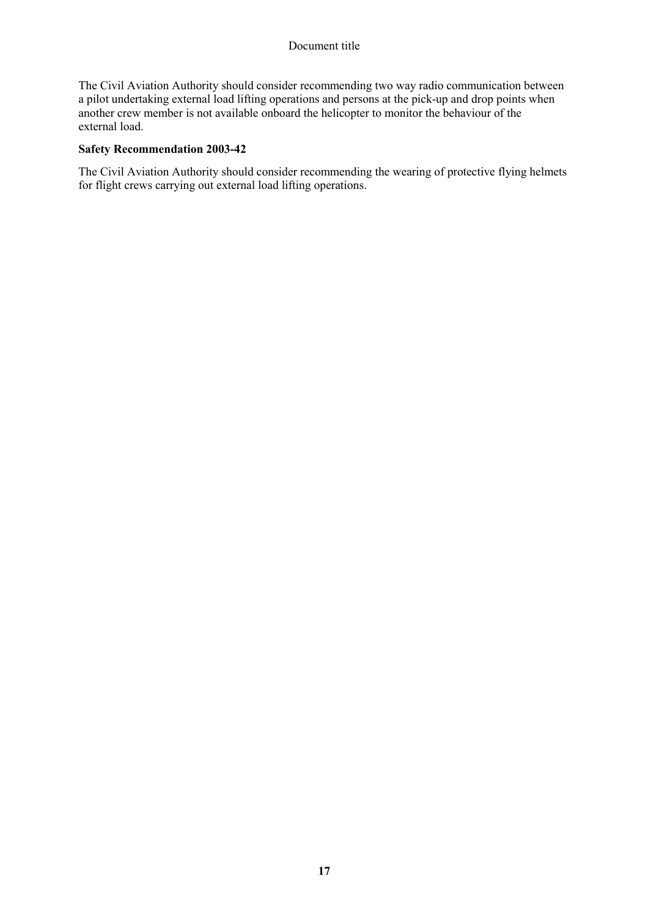The Civil Aviation Authority should consider recommending two way radio communication between a pilot undertaking external load lifting operations and persons at the pick-up and drop points when another crew member is not available onboard the helicopter to monitor the behaviour of the external load.

**Safety Recommendation 2003-42**

The Civil Aviation Authority should consider recommending the wearing of protective flying helmets for flight crews carrying out external load lifting operations.